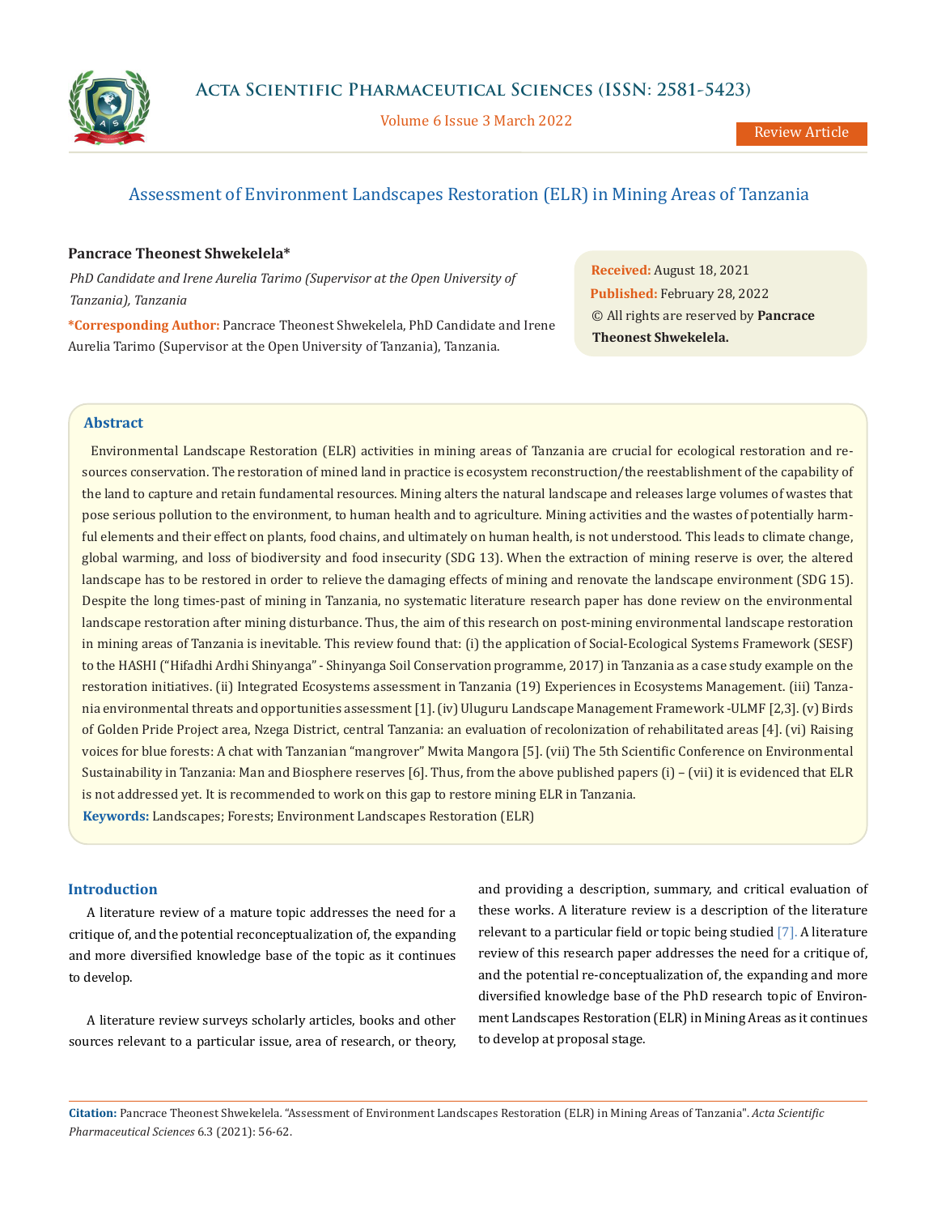# Assessment of Environment Landscapes Restoration (ELR) in Mining Areas of Tanzania

**Pancrace Theonest Shwekelela***

*PhD Candidate and Irene Aurelia Tarimo (Supervisor at the Open University of Tanzania), Tanzania*

***Corresponding Author:** Pancrace Theonest Shwekelela, PhD Candidate and Irene Aurelia Tarimo (Supervisor at the Open University of Tanzania), Tanzania.

**Received:** August 18, 2021
**Published:** February 28, 2022
© All rights are reserved by **Pancrace Theonest Shwekelela.**

## Abstract

Environmental Landscape Restoration (ELR) activities in mining areas of Tanzania are crucial for ecological restoration and resources conservation. The restoration of mined land in practice is ecosystem reconstruction/the reestablishment of the capability of the land to capture and retain fundamental resources. Mining alters the natural landscape and releases large volumes of wastes that pose serious pollution to the environment, to human health and to agriculture. Mining activities and the wastes of potentially harmful elements and their effect on plants, food chains, and ultimately on human health, is not understood. This leads to climate change, global warming, and loss of biodiversity and food insecurity (SDG 13). When the extraction of mining reserve is over, the altered landscape has to be restored in order to relieve the damaging effects of mining and renovate the landscape environment (SDG 15). Despite the long times-past of mining in Tanzania, no systematic literature research paper has done review on the environmental landscape restoration after mining disturbance. Thus, the aim of this research on post-mining environmental landscape restoration in mining areas of Tanzania is inevitable. This review found that: (i) the application of Social-Ecological Systems Framework (SESF) to the HASHI ("Hifadhi Ardhi Shinyanga" - Shinyanga Soil Conservation programme, 2017) in Tanzania as a case study example on the restoration initiatives. (ii) Integrated Ecosystems assessment in Tanzania (19) Experiences in Ecosystems Management. (iii) Tanzania environmental threats and opportunities assessment [1]. (iv) Uluguru Landscape Management Framework -ULMF [2,3]. (v) Birds of Golden Pride Project area, Nzega District, central Tanzania: an evaluation of recolonization of rehabilitated areas [4]. (vi) Raising voices for blue forests: A chat with Tanzanian "mangrover" Mwita Mangora [5]. (vii) The 5th Scientific Conference on Environmental Sustainability in Tanzania: Man and Biosphere reserves [6]. Thus, from the above published papers (i) – (vii) it is evidenced that ELR is not addressed yet. It is recommended to work on this gap to restore mining ELR in Tanzania.

**Keywords:** Landscapes; Forests; Environment Landscapes Restoration (ELR)

## Introduction

A literature review of a mature topic addresses the need for a critique of, and the potential reconceptualization of, the expanding and more diversified knowledge base of the topic as it continues to develop.

A literature review surveys scholarly articles, books and other sources relevant to a particular issue, area of research, or theory, and providing a description, summary, and critical evaluation of these works. A literature review is a description of the literature relevant to a particular field or topic being studied [7]. A literature review of this research paper addresses the need for a critique of, and the potential re-conceptualization of, the expanding and more diversified knowledge base of the PhD research topic of Environment Landscapes Restoration (ELR) in Mining Areas as it continues to develop at proposal stage.

**Citation:** Pancrace Theonest Shwekelela. "Assessment of Environment Landscapes Restoration (ELR) in Mining Areas of Tanzania". *Acta Scientific Pharmaceutical Sciences* 6.3 (2021): 56-62.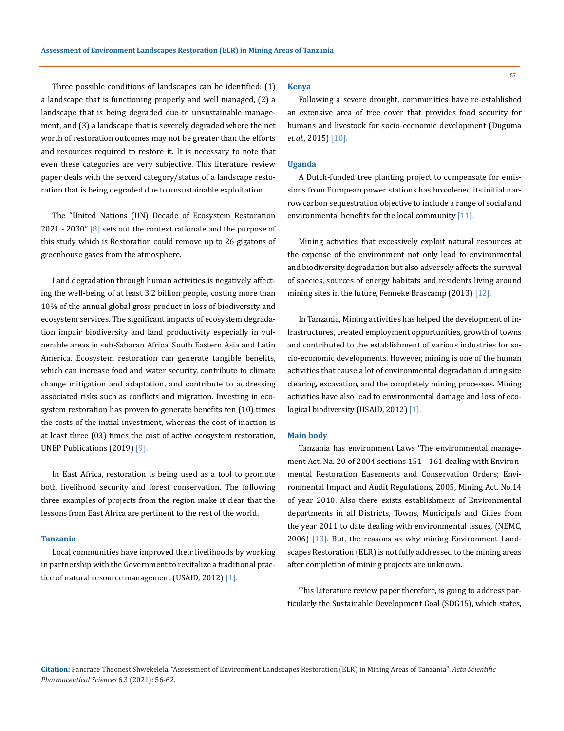Three possible conditions of landscapes can be identified: (1) a landscape that is functioning properly and well managed, (2) a landscape that is being degraded due to unsustainable management, and (3) a landscape that is severely degraded where the net worth of restoration outcomes may not be greater than the efforts and resources required to restore it. It is necessary to note that even these categories are very subjective. This literature review paper deals with the second category/status of a landscape restoration that is being degraded due to unsustainable exploitation.

The "United Nations (UN) Decade of Ecosystem Restoration 2021 - 2030" [8] sets out the context rationale and the purpose of this study which is Restoration could remove up to 26 gigatons of greenhouse gases from the atmosphere.

Land degradation through human activities is negatively affecting the well-being of at least 3.2 billion people, costing more than 10% of the annual global gross product in loss of biodiversity and ecosystem services. The significant impacts of ecosystem degradation impair biodiversity and land productivity especially in vulnerable areas in sub-Saharan Africa, South Eastern Asia and Latin America. Ecosystem restoration can generate tangible benefits, which can increase food and water security, contribute to climate change mitigation and adaptation, and contribute to addressing associated risks such as conflicts and migration. Investing in ecosystem restoration has proven to generate benefits ten (10) times the costs of the initial investment, whereas the cost of inaction is at least three (03) times the cost of active ecosystem restoration, UNEP Publications (2019) [9].

In East Africa, restoration is being used as a tool to promote both livelihood security and forest conservation. The following three examples of projects from the region make it clear that the lessons from East Africa are pertinent to the rest of the world.

### Tanzania

Local communities have improved their livelihoods by working in partnership with the Government to revitalize a traditional practice of natural resource management (USAID, 2012) [1].

### Kenya

Following a severe drought, communities have re-established an extensive area of tree cover that provides food security for humans and livestock for socio-economic development (Duguma *et.al.,* 2015) [10].

### Uganda

A Dutch-funded tree planting project to compensate for emissions from European power stations has broadened its initial narrow carbon sequestration objective to include a range of social and environmental benefits for the local community [11].

Mining activities that excessively exploit natural resources at the expense of the environment not only lead to environmental and biodiversity degradation but also adversely affects the survival of species, sources of energy habitats and residents living around mining sites in the future, Fenneke Brascamp (2013) [12].

In Tanzania, Mining activities has helped the development of infrastructures, created employment opportunities, growth of towns and contributed to the establishment of various industries for socio-economic developments. However, mining is one of the human activities that cause a lot of environmental degradation during site clearing, excavation, and the completely mining processes. Mining activities have also lead to environmental damage and loss of ecological biodiversity (USAID, 2012) [1].

## Main body

Tanzania has environment Laws 'The environmental management Act. Na. 20 of 2004 sections 151 - 161 dealing with Environmental Restoration Easements and Conservation Orders; Environmental Impact and Audit Regulations, 2005, Mining Act. No.14 of year 2010. Also there exists establishment of Environmental departments in all Districts, Towns, Municipals and Cities from the year 2011 to date dealing with environmental issues, (NEMC, 2006) [13]. But, the reasons as why mining Environment Landscapes Restoration (ELR) is not fully addressed to the mining areas after completion of mining projects are unknown.

This Literature review paper therefore, is going to address particularly the Sustainable Development Goal (SDG15), which states,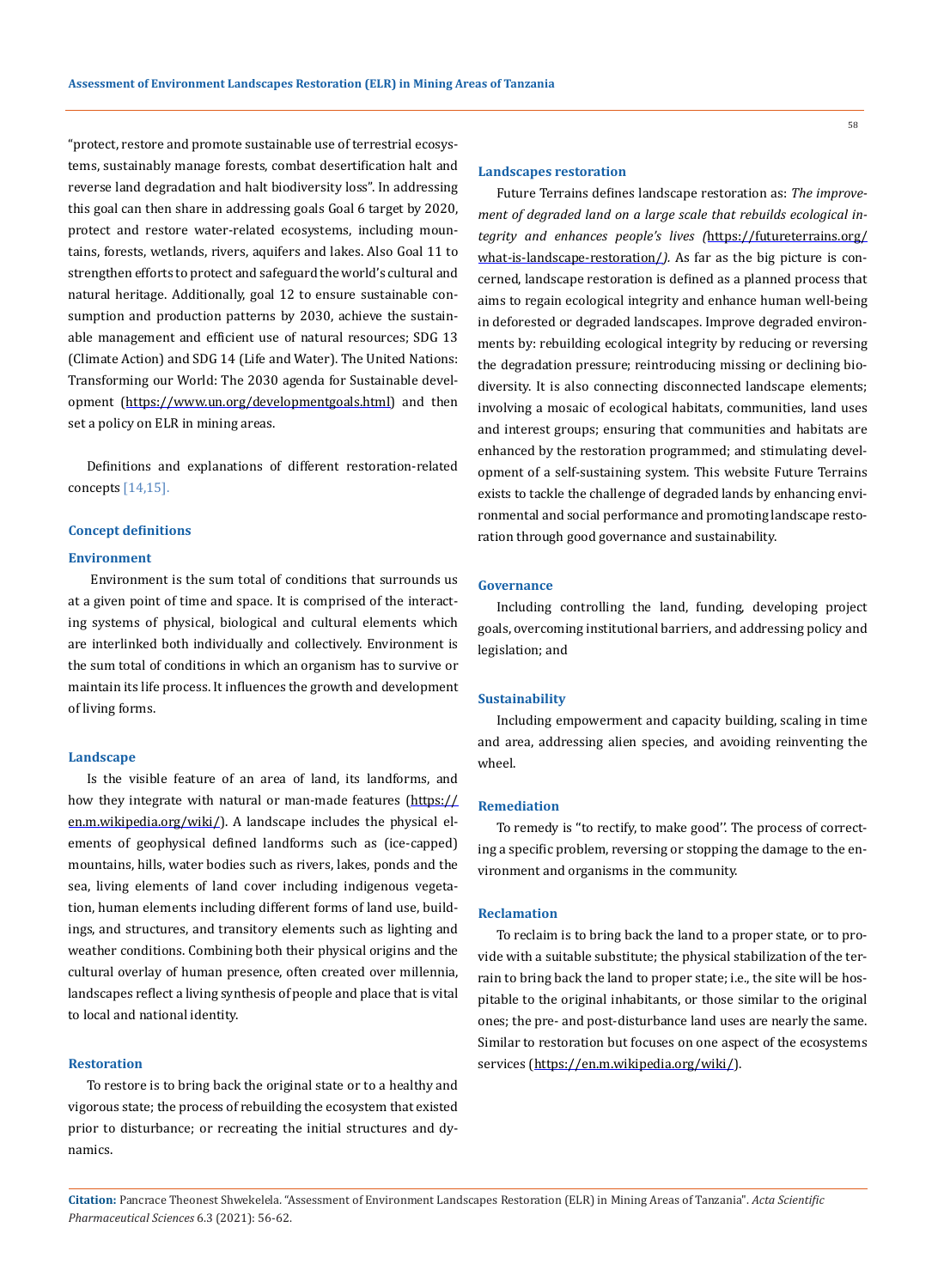"protect, restore and promote sustainable use of terrestrial ecosystems, sustainably manage forests, combat desertification halt and reverse land degradation and halt biodiversity loss". In addressing this goal can then share in addressing goals Goal 6 target by 2020, protect and restore water-related ecosystems, including mountains, forests, wetlands, rivers, aquifers and lakes. Also Goal 11 to strengthen efforts to protect and safeguard the world's cultural and natural heritage. Additionally, goal 12 to ensure sustainable consumption and production patterns by 2030, achieve the sustainable management and efficient use of natural resources; SDG 13 (Climate Action) and SDG 14 (Life and Water). The United Nations: Transforming our World: The 2030 agenda for Sustainable development (https://www.un.org/developmentgoals.html) and then set a policy on ELR in mining areas.

Definitions and explanations of different restoration-related concepts [14,15].

### Concept definitions

#### Environment

Environment is the sum total of conditions that surrounds us at a given point of time and space. It is comprised of the interacting systems of physical, biological and cultural elements which are interlinked both individually and collectively. Environment is the sum total of conditions in which an organism has to survive or maintain its life process. It influences the growth and development of living forms.

#### Landscape

Is the visible feature of an area of land, its landforms, and how they integrate with natural or man-made features (https://en.m.wikipedia.org/wiki/). A landscape includes the physical elements of geophysical defined landforms such as (ice-capped) mountains, hills, water bodies such as rivers, lakes, ponds and the sea, living elements of land cover including indigenous vegetation, human elements including different forms of land use, buildings, and structures, and transitory elements such as lighting and weather conditions. Combining both their physical origins and the cultural overlay of human presence, often created over millennia, landscapes reflect a living synthesis of people and place that is vital to local and national identity.

#### Restoration

To restore is to bring back the original state or to a healthy and vigorous state; the process of rebuilding the ecosystem that existed prior to disturbance; or recreating the initial structures and dynamics.

#### Landscapes restoration

Future Terrains defines landscape restoration as: *The improvement of degraded land on a large scale that rebuilds ecological integrity and enhances people's lives (*https://futureterrains.org/what-is-landscape-restoration/*).* As far as the big picture is concerned, landscape restoration is defined as a planned process that aims to regain ecological integrity and enhance human well-being in deforested or degraded landscapes. Improve degraded environments by: rebuilding ecological integrity by reducing or reversing the degradation pressure; reintroducing missing or declining biodiversity. It is also connecting disconnected landscape elements; involving a mosaic of ecological habitats, communities, land uses and interest groups; ensuring that communities and habitats are enhanced by the restoration programmed; and stimulating development of a self-sustaining system. This website Future Terrains exists to tackle the challenge of degraded lands by enhancing environmental and social performance and promoting landscape restoration through good governance and sustainability.

#### Governance

Including controlling the land, funding, developing project goals, overcoming institutional barriers, and addressing policy and legislation; and

#### Sustainability

Including empowerment and capacity building, scaling in time and area, addressing alien species, and avoiding reinventing the wheel.

#### Remediation

To remedy is "to rectify, to make good''. The process of correcting a specific problem, reversing or stopping the damage to the environment and organisms in the community.

#### Reclamation

To reclaim is to bring back the land to a proper state, or to provide with a suitable substitute; the physical stabilization of the terrain to bring back the land to proper state; i.e., the site will be hospitable to the original inhabitants, or those similar to the original ones; the pre- and post-disturbance land uses are nearly the same. Similar to restoration but focuses on one aspect of the ecosystems services (https://en.m.wikipedia.org/wiki/).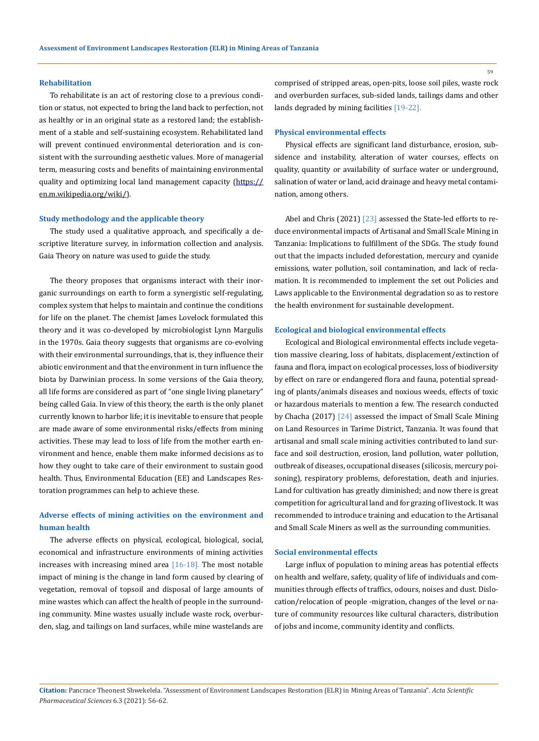### Rehabilitation

To rehabilitate is an act of restoring close to a previous condition or status, not expected to bring the land back to perfection, not as healthy or in an original state as a restored land; the establishment of a stable and self-sustaining ecosystem. Rehabilitated land will prevent continued environmental deterioration and is consistent with the surrounding aesthetic values. More of managerial term, measuring costs and benefits of maintaining environmental quality and optimizing local land management capacity (https://en.m.wikipedia.org/wiki/).

### Study methodology and the applicable theory

The study used a qualitative approach, and specifically a descriptive literature survey, in information collection and analysis. Gaia Theory on nature was used to guide the study.

The theory proposes that organisms interact with their inorganic surroundings on earth to form a synergistic self-regulating, complex system that helps to maintain and continue the conditions for life on the planet. The chemist James Lovelock formulated this theory and it was co-developed by microbiologist Lynn Margulis in the 1970s. Gaia theory suggests that organisms are co-evolving with their environmental surroundings, that is, they influence their abiotic environment and that the environment in turn influence the biota by Darwinian process. In some versions of the Gaia theory, all life forms are considered as part of "one single living planetary" being called Gaia. In view of this theory, the earth is the only planet currently known to harbor life; it is inevitable to ensure that people are made aware of some environmental risks/effects from mining activities. These may lead to loss of life from the mother earth environment and hence, enable them make informed decisions as to how they ought to take care of their environment to sustain good health. Thus, Environmental Education (EE) and Landscapes Restoration programmes can help to achieve these.

### Adverse effects of mining activities on the environment and human health

The adverse effects on physical, ecological, biological, social, economical and infrastructure environments of mining activities increases with increasing mined area [16-18]. The most notable impact of mining is the change in land form caused by clearing of vegetation, removal of topsoil and disposal of large amounts of mine wastes which can affect the health of people in the surrounding community. Mine wastes usually include waste rock, overburden, slag, and tailings on land surfaces, while mine wastelands are comprised of stripped areas, open-pits, loose soil piles, waste rock and overburden surfaces, sub-sided lands, tailings dams and other lands degraded by mining facilities [19-22].

### Physical environmental effects

Physical effects are significant land disturbance, erosion, subsidence and instability, alteration of water courses, effects on quality, quantity or availability of surface water or underground, salination of water or land, acid drainage and heavy metal contamination, among others.

Abel and Chris (2021) [23] assessed the State-led efforts to reduce environmental impacts of Artisanal and Small Scale Mining in Tanzania: Implications to fulfillment of the SDGs. The study found out that the impacts included deforestation, mercury and cyanide emissions, water pollution, soil contamination, and lack of reclamation. It is recommended to implement the set out Policies and Laws applicable to the Environmental degradation so as to restore the health environment for sustainable development.

### Ecological and biological environmental effects

Ecological and Biological environmental effects include vegetation massive clearing, loss of habitats, displacement/extinction of fauna and flora, impact on ecological processes, loss of biodiversity by effect on rare or endangered flora and fauna, potential spreading of plants/animals diseases and noxious weeds, effects of toxic or hazardous materials to mention a few. The research conducted by Chacha (2017) [24] assessed the impact of Small Scale Mining on Land Resources in Tarime District, Tanzania. It was found that artisanal and small scale mining activities contributed to land surface and soil destruction, erosion, land pollution, water pollution, outbreak of diseases, occupational diseases (silicosis, mercury poisoning), respiratory problems, deforestation, death and injuries. Land for cultivation has greatly diminished; and now there is great competition for agricultural land and for grazing of livestock. It was recommended to introduce training and education to the Artisanal and Small Scale Miners as well as the surrounding communities.

### Social environmental effects

Large influx of population to mining areas has potential effects on health and welfare, safety, quality of life of individuals and communities through effects of traffics, odours, noises and dust. Dislocation/relocation of people -migration, changes of the level or nature of community resources like cultural characters, distribution of jobs and income, community identity and conflicts.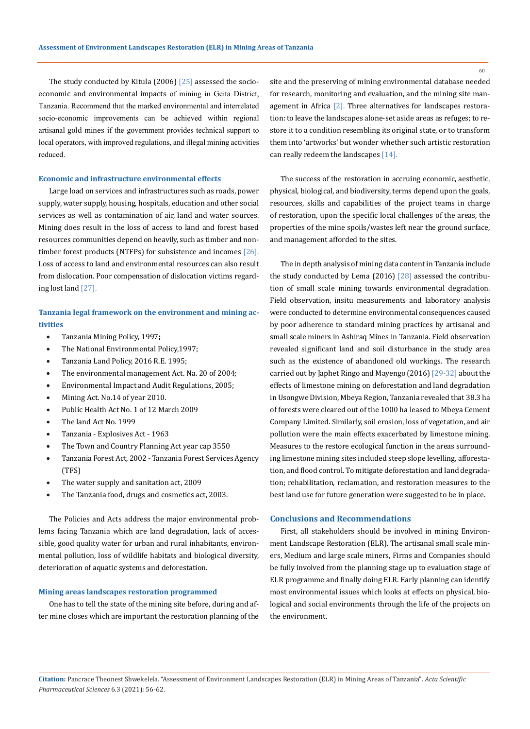The study conducted by Kitula (2006) [25] assessed the socio-economic and environmental impacts of mining in Geita District, Tanzania. Recommend that the marked environmental and interrelated socio-economic improvements can be achieved within regional artisanal gold mines if the government provides technical support to local operators, with improved regulations, and illegal mining activities reduced.

### Economic and infrastructure environmental effects

Large load on services and infrastructures such as roads, power supply, water supply, housing, hospitals, education and other social services as well as contamination of air, land and water sources. Mining does result in the loss of access to land and forest based resources communities depend on heavily, such as timber and non-timber forest products (NTFPs) for subsistence and incomes [26]. Loss of access to land and environmental resources can also result from dislocation. Poor compensation of dislocation victims regarding lost land [27].

### Tanzania legal framework on the environment and mining activities

- Tanzania Mining Policy, 1997;
- The National Environmental Policy,1997;
- Tanzania Land Policy, 2016 R.E. 1995;
- The environmental management Act. Na. 20 of 2004;
- Environmental Impact and Audit Regulations, 2005;
- Mining Act. No.14 of year 2010.
- Public Health Act No. 1 of 12 March 2009
- The land Act No. 1999
- Tanzania - Explosives Act - 1963
- The Town and Country Planning Act year cap 3550
- Tanzania Forest Act, 2002 - Tanzania Forest Services Agency (TFS)
- The water supply and sanitation act, 2009
- The Tanzania food, drugs and cosmetics act, 2003.

The Policies and Acts address the major environmental problems facing Tanzania which are land degradation, lack of accessible, good quality water for urban and rural inhabitants, environmental pollution, loss of wildlife habitats and biological diversity, deterioration of aquatic systems and deforestation.

### Mining areas landscapes restoration programmed

One has to tell the state of the mining site before, during and after mine closes which are important the restoration planning of the site and the preserving of mining environmental database needed for research, monitoring and evaluation, and the mining site management in Africa [2]. Three alternatives for landscapes restoration: to leave the landscapes alone-set aside areas as refuges; to restore it to a condition resembling its original state, or to transform them into 'artworks' but wonder whether such artistic restoration can really redeem the landscapes [14].

The success of the restoration in accruing economic, aesthetic, physical, biological, and biodiversity, terms depend upon the goals, resources, skills and capabilities of the project teams in charge of restoration, upon the specific local challenges of the areas, the properties of the mine spoils/wastes left near the ground surface, and management afforded to the sites.

The in depth analysis of mining data content in Tanzania include the study conducted by Lema (2016) [28] assessed the contribution of small scale mining towards environmental degradation. Field observation, insitu measurements and laboratory analysis were conducted to determine environmental consequences caused by poor adherence to standard mining practices by artisanal and small scale miners in Ashiraq Mines in Tanzania. Field observation revealed significant land and soil disturbance in the study area such as the existence of abandoned old workings. The research carried out by Japhet Ringo and Mayengo (2016) [29-32] about the effects of limestone mining on deforestation and land degradation in Usongwe Division, Mbeya Region, Tanzania revealed that 38.3 ha of forests were cleared out of the 1000 ha leased to Mbeya Cement Company Limited. Similarly, soil erosion, loss of vegetation, and air pollution were the main effects exacerbated by limestone mining. Measures to the restore ecological function in the areas surrounding limestone mining sites included steep slope levelling, afforestation, and flood control. To mitigate deforestation and land degradation; rehabilitation, reclamation, and restoration measures to the best land use for future generation were suggested to be in place.

## Conclusions and Recommendations

First, all stakeholders should be involved in mining Environment Landscape Restoration (ELR). The artisanal small scale miners, Medium and large scale miners, Firms and Companies should be fully involved from the planning stage up to evaluation stage of ELR programme and finally doing ELR. Early planning can identify most environmental issues which looks at effects on physical, biological and social environments through the life of the projects on the environment.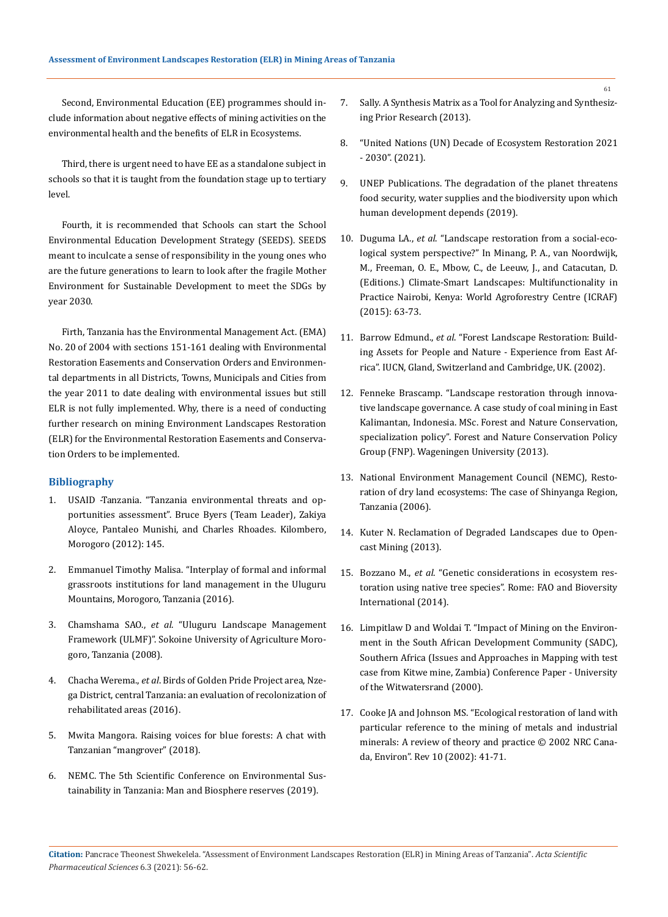Second, Environmental Education (EE) programmes should include information about negative effects of mining activities on the environmental health and the benefits of ELR in Ecosystems.

Third, there is urgent need to have EE as a standalone subject in schools so that it is taught from the foundation stage up to tertiary level.

Fourth, it is recommended that Schools can start the School Environmental Education Development Strategy (SEEDS). SEEDS meant to inculcate a sense of responsibility in the young ones who are the future generations to learn to look after the fragile Mother Environment for Sustainable Development to meet the SDGs by year 2030.

Firth, Tanzania has the Environmental Management Act. (EMA) No. 20 of 2004 with sections 151-161 dealing with Environmental Restoration Easements and Conservation Orders and Environmental departments in all Districts, Towns, Municipals and Cities from the year 2011 to date dealing with environmental issues but still ELR is not fully implemented. Why, there is a need of conducting further research on mining Environment Landscapes Restoration (ELR) for the Environmental Restoration Easements and Conservation Orders to be implemented.

## Bibliography

1. USAID -Tanzania. "Tanzania environmental threats and opportunities assessment". Bruce Byers (Team Leader), Zakiya Aloyce, Pantaleo Munishi, and Charles Rhoades. Kilombero, Morogoro (2012): 145.
2. Emmanuel Timothy Malisa. "Interplay of formal and informal grassroots institutions for land management in the Uluguru Mountains, Morogoro, Tanzania (2016).
3. Chamshama SAO., *et al*. "Uluguru Landscape Management Framework (ULMF)". Sokoine University of Agriculture Morogoro, Tanzania (2008).
4. Chacha Werema., *et al*. Birds of Golden Pride Project area, Nzega District, central Tanzania: an evaluation of recolonization of rehabilitated areas (2016).
5. Mwita Mangora. Raising voices for blue forests: A chat with Tanzanian "mangrover" (2018).
6. NEMC. The 5th Scientific Conference on Environmental Sustainability in Tanzania: Man and Biosphere reserves (2019).
7. Sally. A Synthesis Matrix as a Tool for Analyzing and Synthesizing Prior Research (2013).
8. "United Nations (UN) Decade of Ecosystem Restoration 2021 - 2030". (2021).
9. UNEP Publications. The degradation of the planet threatens food security, water supplies and the biodiversity upon which human development depends (2019).
10. Duguma LA., *et al*. "Landscape restoration from a social-ecological system perspective?" In Minang, P. A., van Noordwijk, M., Freeman, O. E., Mbow, C., de Leeuw, J., and Catacutan, D. (Editions.) Climate-Smart Landscapes: Multifunctionality in Practice Nairobi, Kenya: World Agroforestry Centre (ICRAF) (2015): 63-73.
11. Barrow Edmund., *et al*. "Forest Landscape Restoration: Building Assets for People and Nature - Experience from East Africa". IUCN, Gland, Switzerland and Cambridge, UK. (2002).
12. Fenneke Brascamp. "Landscape restoration through innovative landscape governance. A case study of coal mining in East Kalimantan, Indonesia. MSc. Forest and Nature Conservation, specialization policy". Forest and Nature Conservation Policy Group (FNP). Wageningen University (2013).
13. National Environment Management Council (NEMC), Restoration of dry land ecosystems: The case of Shinyanga Region, Tanzania (2006).
14. Kuter N. Reclamation of Degraded Landscapes due to Opencast Mining (2013).
15. Bozzano M., *et al*. "Genetic considerations in ecosystem restoration using native tree species". Rome: FAO and Bioversity International (2014).
16. Limpitlaw D and Woldai T. "Impact of Mining on the Environment in the South African Development Community (SADC), Southern Africa (Issues and Approaches in Mapping with test case from Kitwe mine, Zambia) Conference Paper - University of the Witwatersrand (2000).
17. Cooke JA and Johnson MS. "Ecological restoration of land with particular reference to the mining of metals and industrial minerals: A review of theory and practice © 2002 NRC Canada, Environ". Rev 10 (2002): 41-71.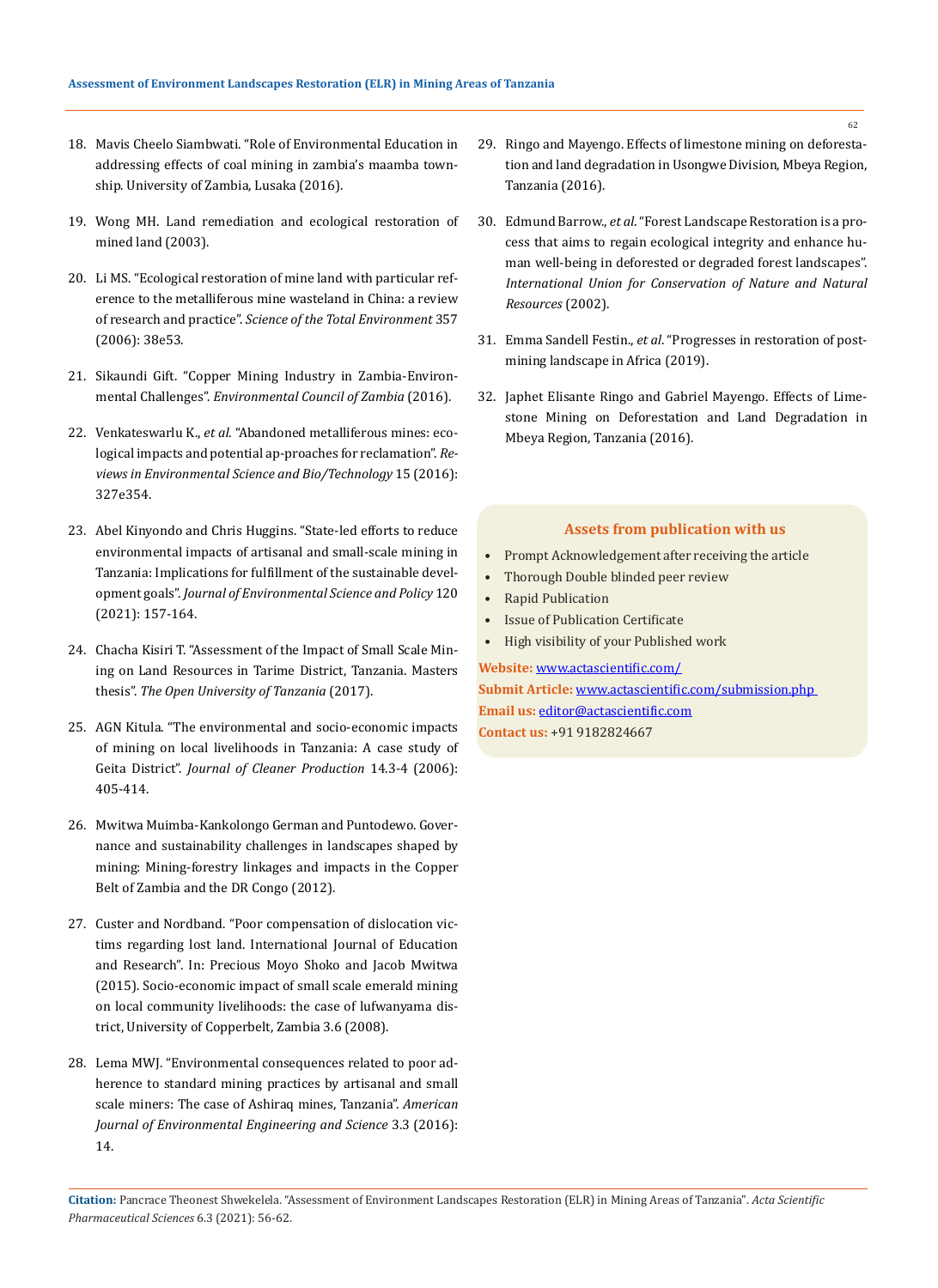18. Mavis Cheelo Siambwati. "Role of Environmental Education in addressing effects of coal mining in zambia's maamba township. University of Zambia, Lusaka (2016).

19. Wong MH. Land remediation and ecological restoration of mined land (2003).

20. Li MS. "Ecological restoration of mine land with particular reference to the metalliferous mine wasteland in China: a review of research and practice". *Science of the Total Environment* 357 (2006): 38e53.

21. Sikaundi Gift. "Copper Mining Industry in Zambia-Environmental Challenges". *Environmental Council of Zambia* (2016).

22. Venkateswarlu K., *et al*. "Abandoned metalliferous mines: ecological impacts and potential ap-proaches for reclamation". *Reviews in Environmental Science and Bio/Technology* 15 (2016): 327e354.

23. Abel Kinyondo and Chris Huggins. "State-led efforts to reduce environmental impacts of artisanal and small-scale mining in Tanzania: Implications for fulfillment of the sustainable development goals". *Journal of Environmental Science and Policy* 120 (2021): 157-164.

24. Chacha Kisiri T. "Assessment of the Impact of Small Scale Mining on Land Resources in Tarime District, Tanzania. Masters thesis". *The Open University of Tanzania* (2017).

25. AGN Kitula. "The environmental and socio-economic impacts of mining on local livelihoods in Tanzania: A case study of Geita District". *Journal of Cleaner Production* 14.3-4 (2006): 405-414.

26. Mwitwa Muimba-Kankolongo German and Puntodewo. Governance and sustainability challenges in landscapes shaped by mining: Mining-forestry linkages and impacts in the Copper Belt of Zambia and the DR Congo (2012).

27. Custer and Nordband. "Poor compensation of dislocation victims regarding lost land. International Journal of Education and Research". In: Precious Moyo Shoko and Jacob Mwitwa (2015). Socio-economic impact of small scale emerald mining on local community livelihoods: the case of lufwanyama district, University of Copperbelt, Zambia 3.6 (2008).

28. Lema MWJ. "Environmental consequences related to poor adherence to standard mining practices by artisanal and small scale miners: The case of Ashiraq mines, Tanzania". *American Journal of Environmental Engineering and Science* 3.3 (2016): 14.

29. Ringo and Mayengo. Effects of limestone mining on deforestation and land degradation in Usongwe Division, Mbeya Region, Tanzania (2016).

30. Edmund Barrow., *et al*. "Forest Landscape Restoration is a process that aims to regain ecological integrity and enhance human well-being in deforested or degraded forest landscapes". *International Union for Conservation of Nature and Natural Resources* (2002).

31. Emma Sandell Festin., *et al*. "Progresses in restoration of post-mining landscape in Africa (2019).

32. Japhet Elisante Ringo and Gabriel Mayengo. Effects of Limestone Mining on Deforestation and Land Degradation in Mbeya Region, Tanzania (2016).

**Assets from publication with us**

- Prompt Acknowledgement after receiving the article
- Thorough Double blinded peer review
- Rapid Publication
- Issue of Publication Certificate
- High visibility of your Published work

**Website:** www.actascientific.com/
**Submit Article:** www.actascientific.com/submission.php
**Email us:** editor@actascientific.com
**Contact us:** +91 9182824667